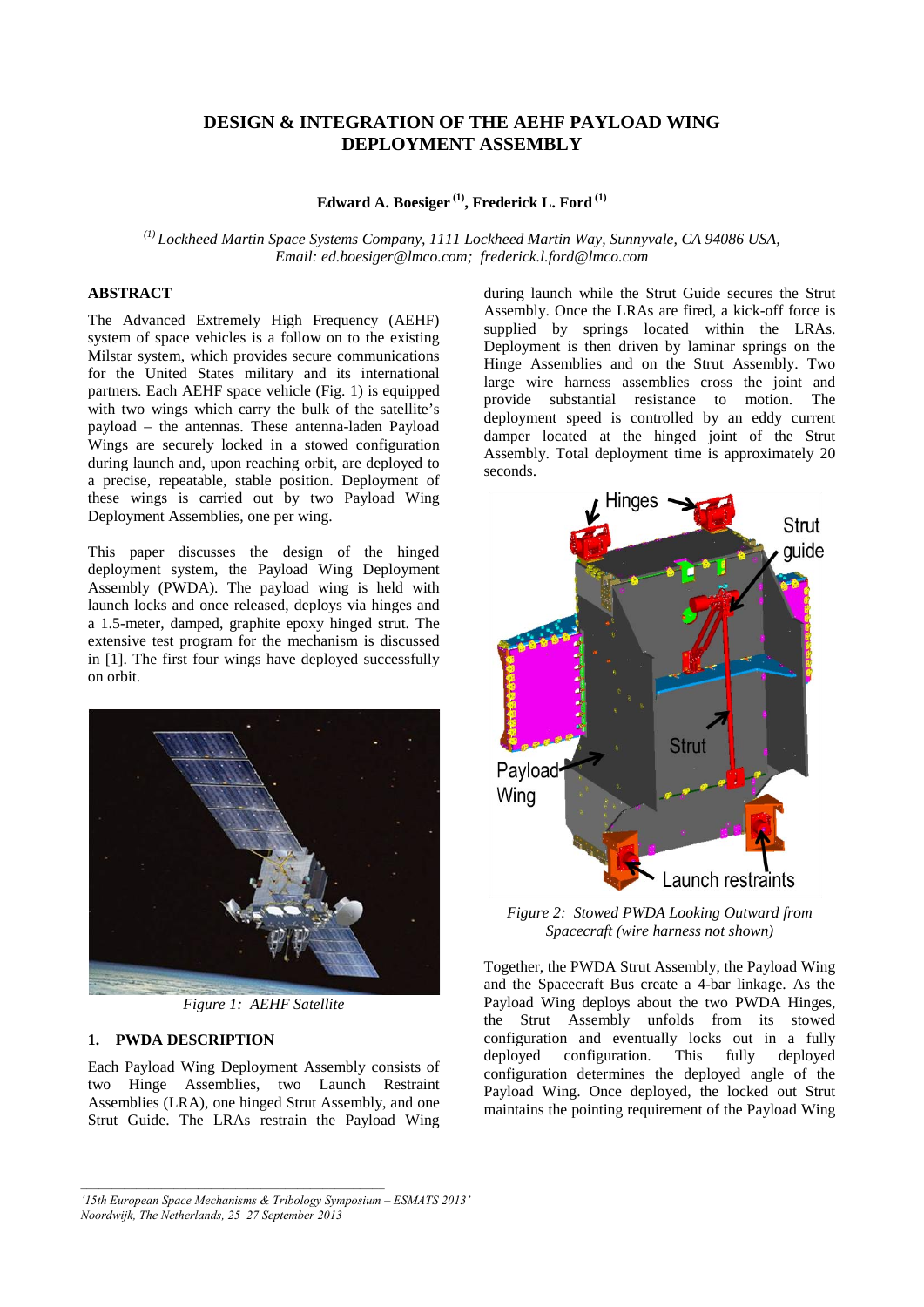# DESIGN & INTEGRATION OF THE AEHF PAYLOAD WING DEPLOYMENT ASSEMBLY

**Edward A. Boesiger [(1)], Frederick L. Ford [(1)]**

*[(1)] Lockheed Martin Space Systems Company, 1111 Lockheed Martin Way, Sunnyvale, CA 94086 USA, Email: ed.boesiger@lmco.com; frederick.l.ford@lmco.com*

## ABSTRACT

The Advanced Extremely High Frequency (AEHF) system of space vehicles is a follow on to the existing Milstar system, which provides secure communications for the United States military and its international partners. Each AEHF space vehicle (Fig. 1) is equipped with two wings which carry the bulk of the satellite's payload – the antennas. These antenna-laden Payload Wings are securely locked in a stowed configuration during launch and, upon reaching orbit, are deployed to a precise, repeatable, stable position. Deployment of these wings is carried out by two Payload Wing Deployment Assemblies, one per wing.

This paper discusses the design of the hinged deployment system, the Payload Wing Deployment Assembly (PWDA). The payload wing is held with launch locks and once released, deploys via hinges and a 1.5-meter, damped, graphite epoxy hinged strut. The extensive test program for the mechanism is discussed in [1]. The first four wings have deployed successfully on orbit.

*Figure 1: AEHF Satellite*

## 1. PWDA DESCRIPTION

Each Payload Wing Deployment Assembly consists of two Hinge Assemblies, two Launch Restraint Assemblies (LRA), one hinged Strut Assembly, and one Strut Guide. The LRAs restrain the Payload Wing during launch while the Strut Guide secures the Strut Assembly. Once the LRAs are fired, a kick-off force is supplied by springs located within the LRAs. Deployment is then driven by laminar springs on the Hinge Assemblies and on the Strut Assembly. Two large wire harness assemblies cross the joint and provide substantial resistance to motion. The deployment speed is controlled by an eddy current damper located at the hinged joint of the Strut Assembly. Total deployment time is approximately 20 seconds.

*Figure 2: Stowed PWDA Looking Outward from Spacecraft (wire harness not shown)*

Together, the PWDA Strut Assembly, the Payload Wing and the Spacecraft Bus create a 4-bar linkage. As the Payload Wing deploys about the two PWDA Hinges, the Strut Assembly unfolds from its stowed configuration and eventually locks out in a fully deployed configuration. This fully deployed configuration determines the deployed angle of the Payload Wing. Once deployed, the locked out Strut maintains the pointing requirement of the Payload Wing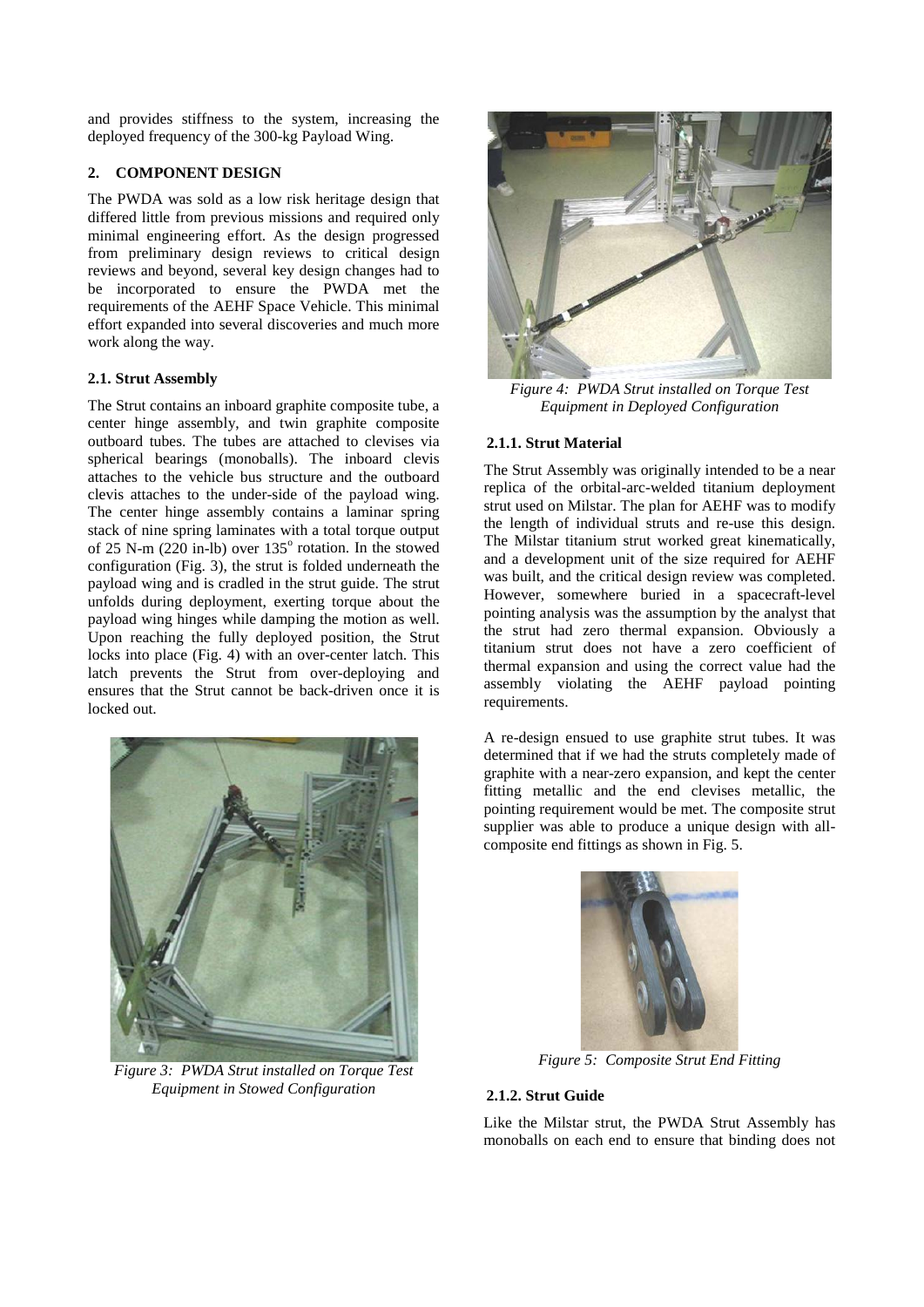and provides stiffness to the system, increasing the deployed frequency of the 300-kg Payload Wing.

## 2. COMPONENT DESIGN

The PWDA was sold as a low risk heritage design that differed little from previous missions and required only minimal engineering effort. As the design progressed from preliminary design reviews to critical design reviews and beyond, several key design changes had to be incorporated to ensure the PWDA met the requirements of the AEHF Space Vehicle. This minimal effort expanded into several discoveries and much more work along the way.

### 2.1. Strut Assembly

The Strut contains an inboard graphite composite tube, a center hinge assembly, and twin graphite composite outboard tubes. The tubes are attached to clevises via spherical bearings (monoballs). The inboard clevis attaches to the vehicle bus structure and the outboard clevis attaches to the under-side of the payload wing. The center hinge assembly contains a laminar spring stack of nine spring laminates with a total torque output of 25 N-m (220 in-lb) over $135^{o}$ rotation. In the stowed configuration (Fig. 3), the strut is folded underneath the payload wing and is cradled in the strut guide. The strut unfolds during deployment, exerting torque about the payload wing hinges while damping the motion as well. Upon reaching the fully deployed position, the Strut locks into place (Fig. 4) with an over-center latch. This latch prevents the Strut from over-deploying and ensures that the Strut cannot be back-driven once it is locked out.

*Figure 3: PWDA Strut installed on Torque Test Equipment in Stowed Configuration*

*Figure 4: PWDA Strut installed on Torque Test Equipment in Deployed Configuration*

#### 2.1.1. Strut Material

The Strut Assembly was originally intended to be a near replica of the orbital-arc-welded titanium deployment strut used on Milstar. The plan for AEHF was to modify the length of individual struts and re-use this design. The Milstar titanium strut worked great kinematically, and a development unit of the size required for AEHF was built, and the critical design review was completed. However, somewhere buried in a spacecraft-level pointing analysis was the assumption by the analyst that the strut had zero thermal expansion. Obviously a titanium strut does not have a zero coefficient of thermal expansion and using the correct value had the assembly violating the AEHF payload pointing requirements.

A re-design ensued to use graphite strut tubes. It was determined that if we had the struts completely made of graphite with a near-zero expansion, and kept the center fitting metallic and the end clevises metallic, the pointing requirement would be met. The composite strut supplier was able to produce a unique design with all-composite end fittings as shown in Fig. 5.

*Figure 5: Composite Strut End Fitting*

#### 2.1.2. Strut Guide

Like the Milstar strut, the PWDA Strut Assembly has monoballs on each end to ensure that binding does not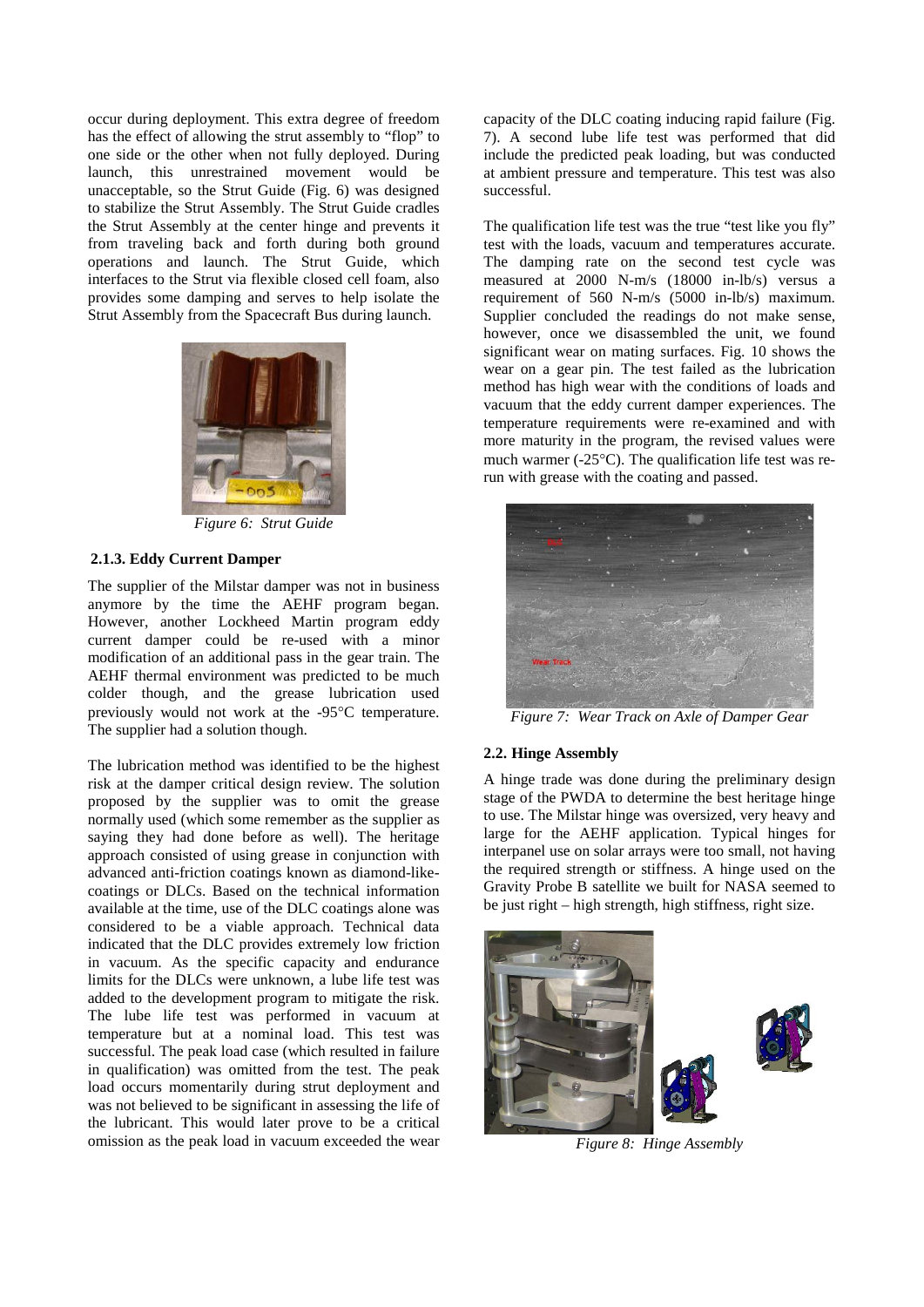occur during deployment. This extra degree of freedom has the effect of allowing the strut assembly to "flop" to one side or the other when not fully deployed. During launch, this unrestrained movement would be unacceptable, so the Strut Guide (Fig. 6) was designed to stabilize the Strut Assembly. The Strut Guide cradles the Strut Assembly at the center hinge and prevents it from traveling back and forth during both ground operations and launch. The Strut Guide, which interfaces to the Strut via flexible closed cell foam, also provides some damping and serves to help isolate the Strut Assembly from the Spacecraft Bus during launch.

*Figure 6: Strut Guide*

### 2.1.3. Eddy Current Damper

The supplier of the Milstar damper was not in business anymore by the time the AEHF program began. However, another Lockheed Martin program eddy current damper could be re-used with a minor modification of an additional pass in the gear train. The AEHF thermal environment was predicted to be much colder though, and the grease lubrication used previously would not work at the -95°C temperature. The supplier had a solution though.

The lubrication method was identified to be the highest risk at the damper critical design review. The solution proposed by the supplier was to omit the grease normally used (which some remember as the supplier as saying they had done before as well). The heritage approach consisted of using grease in conjunction with advanced anti-friction coatings known as diamond-like-coatings or DLCs. Based on the technical information available at the time, use of the DLC coatings alone was considered to be a viable approach. Technical data indicated that the DLC provides extremely low friction in vacuum. As the specific capacity and endurance limits for the DLCs were unknown, a lube life test was added to the development program to mitigate the risk. The lube life test was performed in vacuum at temperature but at a nominal load. This test was successful. The peak load case (which resulted in failure in qualification) was omitted from the test. The peak load occurs momentarily during strut deployment and was not believed to be significant in assessing the life of the lubricant. This would later prove to be a critical omission as the peak load in vacuum exceeded the wear capacity of the DLC coating inducing rapid failure (Fig. 7). A second lube life test was performed that did include the predicted peak loading, but was conducted at ambient pressure and temperature. This test was also successful.

The qualification life test was the true "test like you fly" test with the loads, vacuum and temperatures accurate. The damping rate on the second test cycle was measured at 2000 N-m/s (18000 in-lb/s) versus a requirement of 560 N-m/s (5000 in-lb/s) maximum. Supplier concluded the readings do not make sense, however, once we disassembled the unit, we found significant wear on mating surfaces. Fig. 10 shows the wear on a gear pin. The test failed as the lubrication method has high wear with the conditions of loads and vacuum that the eddy current damper experiences. The temperature requirements were re-examined and with more maturity in the program, the revised values were much warmer (-25°C). The qualification life test was re-run with grease with the coating and passed.

*Figure 7: Wear Track on Axle of Damper Gear*

### 2.2. Hinge Assembly

A hinge trade was done during the preliminary design stage of the PWDA to determine the best heritage hinge to use. The Milstar hinge was oversized, very heavy and large for the AEHF application. Typical hinges for interpanel use on solar arrays were too small, not having the required strength or stiffness. A hinge used on the Gravity Probe B satellite we built for NASA seemed to be just right – high strength, high stiffness, right size.

*Figure 8: Hinge Assembly*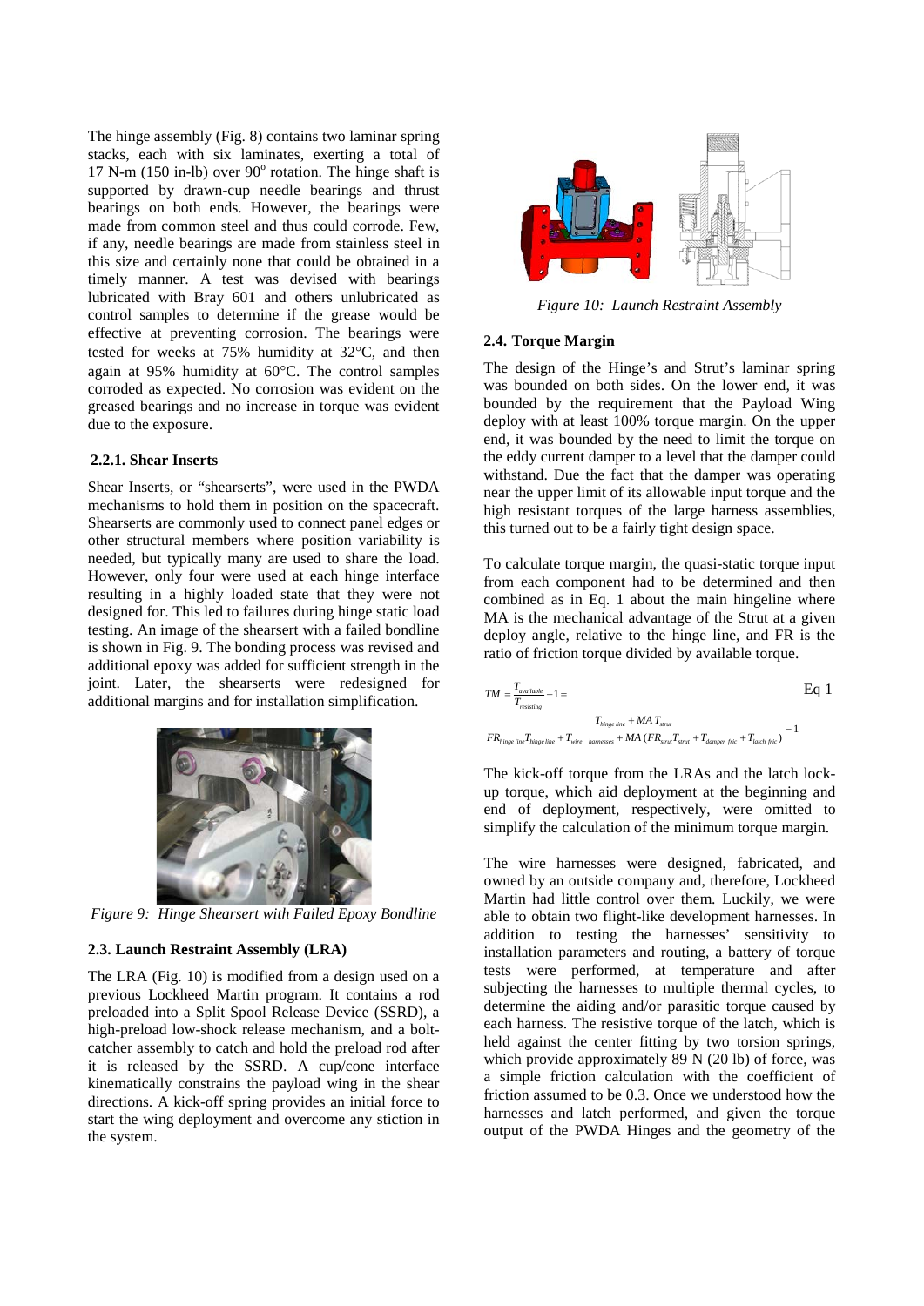The hinge assembly (Fig. 8) contains two laminar spring stacks, each with six laminates, exerting a total of 17 N-m (150 in-lb) over 90° rotation. The hinge shaft is supported by drawn-cup needle bearings and thrust bearings on both ends. However, the bearings were made from common steel and thus could corrode. Few, if any, needle bearings are made from stainless steel in this size and certainly none that could be obtained in a timely manner. A test was devised with bearings lubricated with Bray 601 and others unlubricated as control samples to determine if the grease would be effective at preventing corrosion. The bearings were tested for weeks at 75% humidity at 32°C, and then again at 95% humidity at 60°C. The control samples corroded as expected. No corrosion was evident on the greased bearings and no increase in torque was evident due to the exposure.

#### 2.2.1. Shear Inserts

Shear Inserts, or "shearserts", were used in the PWDA mechanisms to hold them in position on the spacecraft. Shearserts are commonly used to connect panel edges or other structural members where position variability is needed, but typically many are used to share the load. However, only four were used at each hinge interface resulting in a highly loaded state that they were not designed for. This led to failures during hinge static load testing. An image of the shearsert with a failed bondline is shown in Fig. 9. The bonding process was revised and additional epoxy was added for sufficient strength in the joint. Later, the shearserts were redesigned for additional margins and for installation simplification.

*Figure 9: Hinge Shearsert with Failed Epoxy Bondline*

### 2.3. Launch Restraint Assembly (LRA)

The LRA (Fig. 10) is modified from a design used on a previous Lockheed Martin program. It contains a rod preloaded into a Split Spool Release Device (SSRD), a high-preload low-shock release mechanism, and a bolt-catcher assembly to catch and hold the preload rod after it is released by the SSRD. A cup/cone interface kinematically constrains the payload wing in the shear directions. A kick-off spring provides an initial force to start the wing deployment and overcome any stiction in the system.

*Figure 10: Launch Restraint Assembly*

### 2.4. Torque Margin

The design of the Hinge's and Strut's laminar spring was bounded on both sides. On the lower end, it was bounded by the requirement that the Payload Wing deploy with at least 100% torque margin. On the upper end, it was bounded by the need to limit the torque on the eddy current damper to a level that the damper could withstand. Due the fact that the damper was operating near the upper limit of its allowable input torque and the high resistant torques of the large harness assemblies, this turned out to be a fairly tight design space.

To calculate torque margin, the quasi-static torque input from each component had to be determined and then combined as in Eq. 1 about the main hingeline where MA is the mechanical advantage of the Strut at a given deploy angle, relative to the hinge line, and FR is the ratio of friction torque divided by available torque.

$$TM = \frac{T_{available}}{T_{resisting}} - 1 = \frac{T_{hinge\ line} + MA\ T_{strut}}{FR_{hinge\ line} T_{hinge\ line} + T_{wire\_harnesses} + MA\,(FR_{strut} T_{strut} + T_{damper\ fric} + T_{latch\ fric})} - 1 \qquad \text{Eq 1}$$

The kick-off torque from the LRAs and the latch lock-up torque, which aid deployment at the beginning and end of deployment, respectively, were omitted to simplify the calculation of the minimum torque margin.

The wire harnesses were designed, fabricated, and owned by an outside company and, therefore, Lockheed Martin had little control over them. Luckily, we were able to obtain two flight-like development harnesses. In addition to testing the harnesses' sensitivity to installation parameters and routing, a battery of torque tests were performed, at temperature and after subjecting the harnesses to multiple thermal cycles, to determine the aiding and/or parasitic torque caused by each harness. The resistive torque of the latch, which is held against the center fitting by two torsion springs, which provide approximately 89 N (20 lb) of force, was a simple friction calculation with the coefficient of friction assumed to be 0.3. Once we understood how the harnesses and latch performed, and given the torque output of the PWDA Hinges and the geometry of the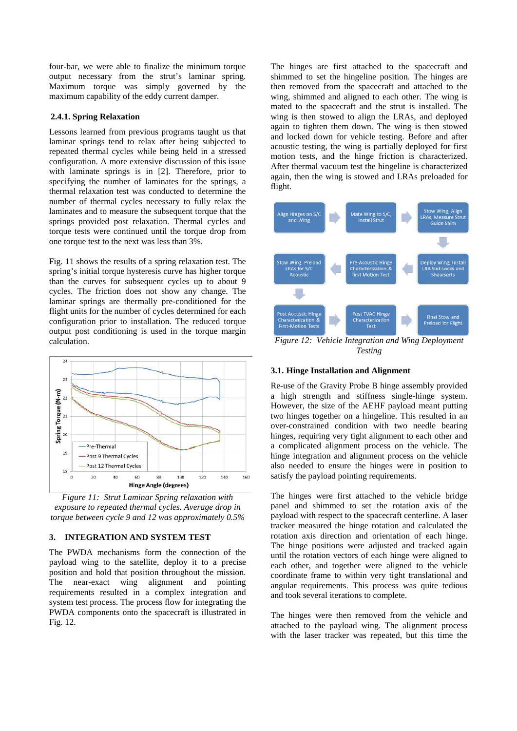four-bar, we were able to finalize the minimum torque output necessary from the strut's laminar spring. Maximum torque was simply governed by the maximum capability of the eddy current damper.

### 2.4.1. Spring Relaxation

Lessons learned from previous programs taught us that laminar springs tend to relax after being subjected to repeated thermal cycles while being held in a stressed configuration. A more extensive discussion of this issue with laminate springs is in [2]. Therefore, prior to specifying the number of laminates for the springs, a thermal relaxation test was conducted to determine the number of thermal cycles necessary to fully relax the laminates and to measure the subsequent torque that the springs provided post relaxation. Thermal cycles and torque tests were continued until the torque drop from one torque test to the next was less than 3%.

Fig. 11 shows the results of a spring relaxation test. The spring's initial torque hysteresis curve has higher torque than the curves for subsequent cycles up to about 9 cycles. The friction does not show any change. The laminar springs are thermally pre-conditioned for the flight units for the number of cycles determined for each configuration prior to installation. The reduced torque output post conditioning is used in the torque margin calculation.

*Figure 11: Strut Laminar Spring relaxation with exposure to repeated thermal cycles. Average drop in torque between cycle 9 and 12 was approximately 0.5%*

## 3. INTEGRATION AND SYSTEM TEST

The PWDA mechanisms form the connection of the payload wing to the satellite, deploy it to a precise position and hold that position throughout the mission. The near-exact wing alignment and pointing requirements resulted in a complex integration and system test process. The process flow for integrating the PWDA components onto the spacecraft is illustrated in Fig. 12.

The hinges are first attached to the spacecraft and shimmed to set the hingeline position. The hinges are then removed from the spacecraft and attached to the wing, shimmed and aligned to each other. The wing is mated to the spacecraft and the strut is installed. The wing is then stowed to align the LRAs, and deployed again to tighten them down. The wing is then stowed and locked down for vehicle testing. Before and after acoustic testing, the wing is partially deployed for first motion tests, and the hinge friction is characterized. After thermal vacuum test the hingeline is characterized again, then the wing is stowed and LRAs preloaded for flight.

*Figure 12: Vehicle Integration and Wing Deployment Testing*

### 3.1. Hinge Installation and Alignment

Re-use of the Gravity Probe B hinge assembly provided a high strength and stiffness single-hinge system. However, the size of the AEHF payload meant putting two hinges together on a hingeline. This resulted in an over-constrained condition with two needle bearing hinges, requiring very tight alignment to each other and a complicated alignment process on the vehicle. The hinge integration and alignment process on the vehicle also needed to ensure the hinges were in position to satisfy the payload pointing requirements.

The hinges were first attached to the vehicle bridge panel and shimmed to set the rotation axis of the payload with respect to the spacecraft centerline. A laser tracker measured the hinge rotation and calculated the rotation axis direction and orientation of each hinge. The hinge positions were adjusted and tracked again until the rotation vectors of each hinge were aligned to each other, and together were aligned to the vehicle coordinate frame to within very tight translational and angular requirements. This process was quite tedious and took several iterations to complete.

The hinges were then removed from the vehicle and attached to the payload wing. The alignment process with the laser tracker was repeated, but this time the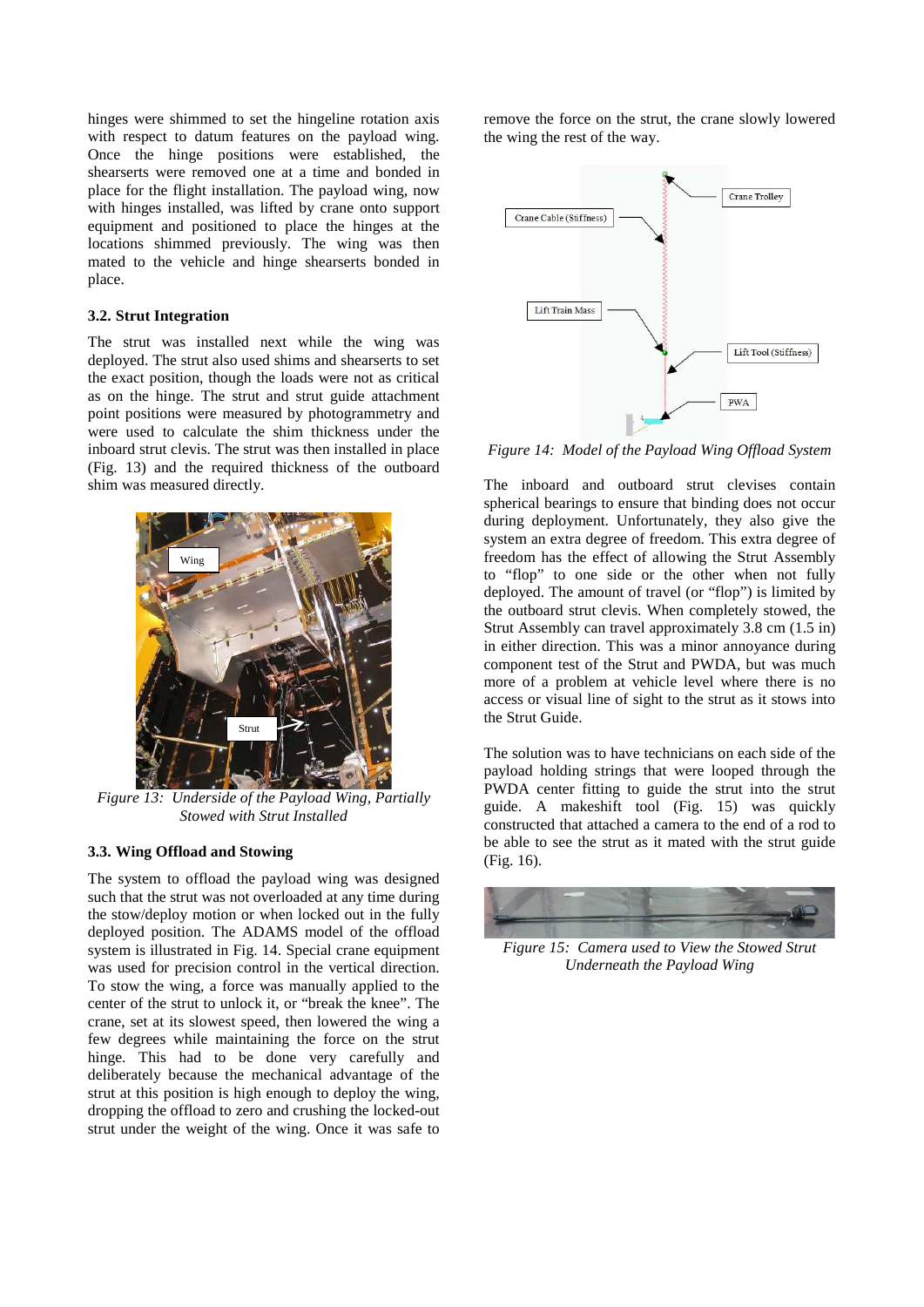hinges were shimmed to set the hingeline rotation axis with respect to datum features on the payload wing. Once the hinge positions were established, the shearserts were removed one at a time and bonded in place for the flight installation. The payload wing, now with hinges installed, was lifted by crane onto support equipment and positioned to place the hinges at the locations shimmed previously. The wing was then mated to the vehicle and hinge shearserts bonded in place.

### 3.2. Strut Integration

The strut was installed next while the wing was deployed. The strut also used shims and shearserts to set the exact position, though the loads were not as critical as on the hinge. The strut and strut guide attachment point positions were measured by photogrammetry and were used to calculate the shim thickness under the inboard strut clevis. The strut was then installed in place (Fig. 13) and the required thickness of the outboard shim was measured directly.

*Figure 13: Underside of the Payload Wing, Partially Stowed with Strut Installed*

### 3.3. Wing Offload and Stowing

The system to offload the payload wing was designed such that the strut was not overloaded at any time during the stow/deploy motion or when locked out in the fully deployed position. The ADAMS model of the offload system is illustrated in Fig. 14. Special crane equipment was used for precision control in the vertical direction. To stow the wing, a force was manually applied to the center of the strut to unlock it, or "break the knee". The crane, set at its slowest speed, then lowered the wing a few degrees while maintaining the force on the strut hinge. This had to be done very carefully and deliberately because the mechanical advantage of the strut at this position is high enough to deploy the wing, dropping the offload to zero and crushing the locked-out strut under the weight of the wing. Once it was safe to remove the force on the strut, the crane slowly lowered the wing the rest of the way.

*Figure 14: Model of the Payload Wing Offload System*

The inboard and outboard strut clevises contain spherical bearings to ensure that binding does not occur during deployment. Unfortunately, they also give the system an extra degree of freedom. This extra degree of freedom has the effect of allowing the Strut Assembly to "flop" to one side or the other when not fully deployed. The amount of travel (or "flop") is limited by the outboard strut clevis. When completely stowed, the Strut Assembly can travel approximately 3.8 cm (1.5 in) in either direction. This was a minor annoyance during component test of the Strut and PWDA, but was much more of a problem at vehicle level where there is no access or visual line of sight to the strut as it stows into the Strut Guide.

The solution was to have technicians on each side of the payload holding strings that were looped through the PWDA center fitting to guide the strut into the strut guide. A makeshift tool (Fig. 15) was quickly constructed that attached a camera to the end of a rod to be able to see the strut as it mated with the strut guide (Fig. 16).

*Figure 15: Camera used to View the Stowed Strut Underneath the Payload Wing*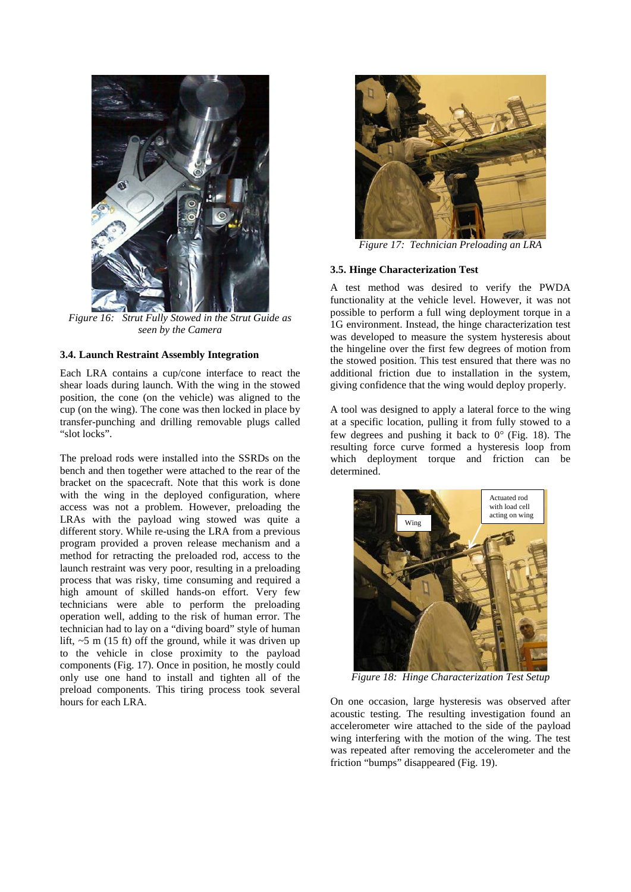Figure 16: Strut Fully Stowed in the Strut Guide as seen by the Camera

### 3.4. Launch Restraint Assembly Integration

Each LRA contains a cup/cone interface to react the shear loads during launch. With the wing in the stowed position, the cone (on the vehicle) was aligned to the cup (on the wing). The cone was then locked in place by transfer-punching and drilling removable plugs called "slot locks".

The preload rods were installed into the SSRDs on the bench and then together were attached to the rear of the bracket on the spacecraft. Note that this work is done with the wing in the deployed configuration, where access was not a problem. However, preloading the LRAs with the payload wing stowed was quite a different story. While re-using the LRA from a previous program provided a proven release mechanism and a method for retracting the preloaded rod, access to the launch restraint was very poor, resulting in a preloading process that was risky, time consuming and required a high amount of skilled hands-on effort. Very few technicians were able to perform the preloading operation well, adding to the risk of human error. The technician had to lay on a "diving board" style of human lift, ~5 m (15 ft) off the ground, while it was driven up to the vehicle in close proximity to the payload components (Fig. 17). Once in position, he mostly could only use one hand to install and tighten all of the preload components. This tiring process took several hours for each LRA.

Figure 17: Technician Preloading an LRA

### 3.5. Hinge Characterization Test

A test method was desired to verify the PWDA functionality at the vehicle level. However, it was not possible to perform a full wing deployment torque in a 1G environment. Instead, the hinge characterization test was developed to measure the system hysteresis about the hingeline over the first few degrees of motion from the stowed position. This test ensured that there was no additional friction due to installation in the system, giving confidence that the wing would deploy properly.

A tool was designed to apply a lateral force to the wing at a specific location, pulling it from fully stowed to a few degrees and pushing it back to 0° (Fig. 18). The resulting force curve formed a hysteresis loop from which deployment torque and friction can be determined.

Figure 18: Hinge Characterization Test Setup

On one occasion, large hysteresis was observed after acoustic testing. The resulting investigation found an accelerometer wire attached to the side of the payload wing interfering with the motion of the wing. The test was repeated after removing the accelerometer and the friction "bumps" disappeared (Fig. 19).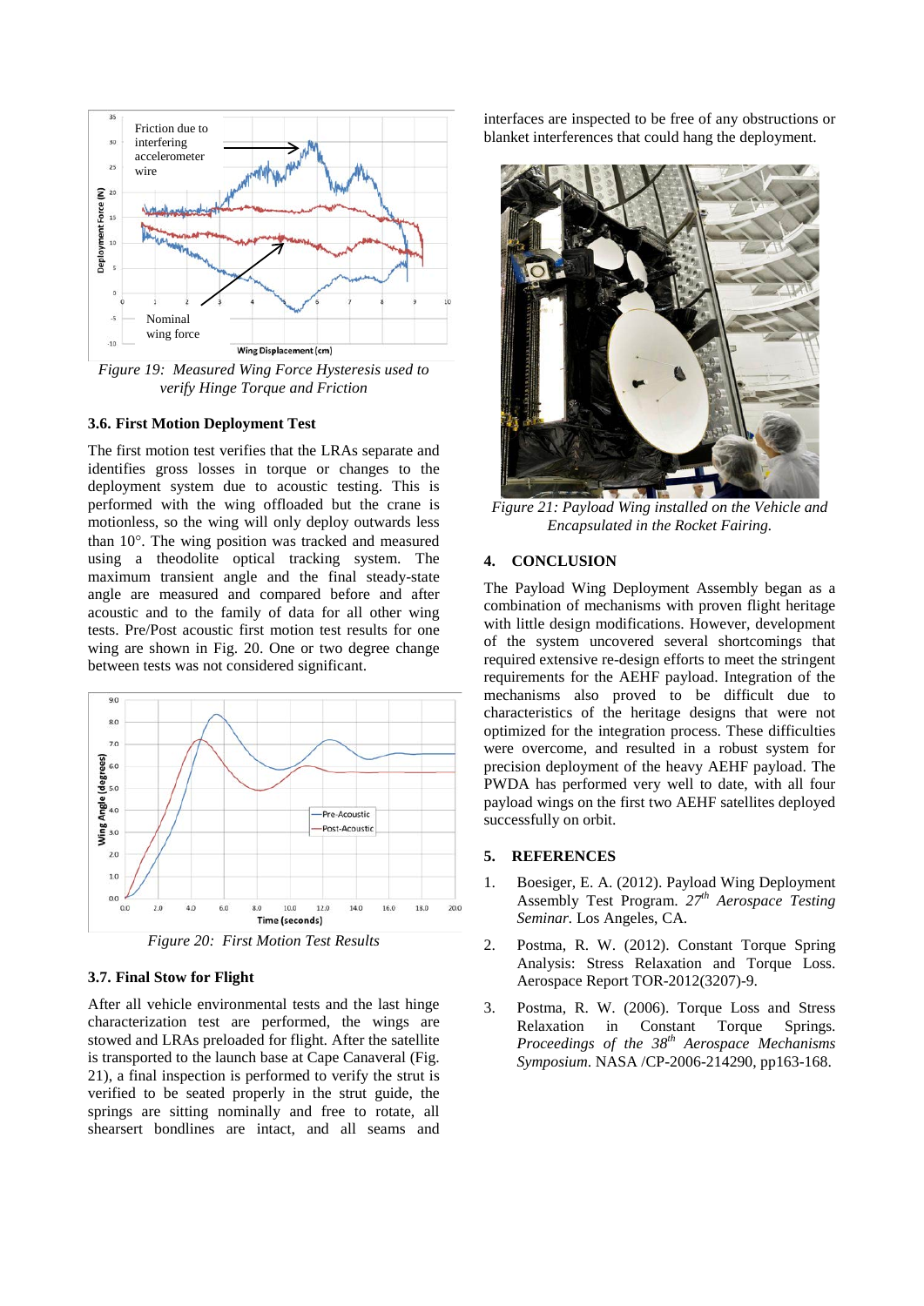35

30

25

20

15

10

5

0

-5

-10

Deployment Force (N)

0 1 2 3 4 5 6 7 8 9 10

Wing Displacement (cm)

Friction due to interfering accelerometer wire

Nominal wing force

*Figure 19: Measured Wing Force Hysteresis used to verify Hinge Torque and Friction*

### 3.6. First Motion Deployment Test

The first motion test verifies that the LRAs separate and identifies gross losses in torque or changes to the deployment system due to acoustic testing. This is performed with the wing offloaded but the crane is motionless, so the wing will only deploy outwards less than 10°. The wing position was tracked and measured using a theodolite optical tracking system. The maximum transient angle and the final steady-state angle are measured and compared before and after acoustic and to the family of data for all other wing tests. Pre/Post acoustic first motion test results for one wing are shown in Fig. 20. One or two degree change between tests was not considered significant.

9.0

8.0

7.0

6.0

5.0

4.0

3.0

2.0

1.0

0.0

Wing Angle (degrees)

0.0 2.0 4.0 6.0 8.0 10.0 12.0 14.0 16.0 18.0 20.0

Time (seconds)

Pre-Acoustic

Post-Acoustic

*Figure 20: First Motion Test Results*

### 3.7. Final Stow for Flight

After all vehicle environmental tests and the last hinge characterization test are performed, the wings are stowed and LRAs preloaded for flight. After the satellite is transported to the launch base at Cape Canaveral (Fig. 21), a final inspection is performed to verify the strut is verified to be seated properly in the strut guide, the springs are sitting nominally and free to rotate, all shearsert bondlines are intact, and all seams and interfaces are inspected to be free of any obstructions or blanket interferences that could hang the deployment.

*Figure 21: Payload Wing installed on the Vehicle and Encapsulated in the Rocket Fairing.*

## 4. CONCLUSION

The Payload Wing Deployment Assembly began as a combination of mechanisms with proven flight heritage with little design modifications. However, development of the system uncovered several shortcomings that required extensive re-design efforts to meet the stringent requirements for the AEHF payload. Integration of the mechanisms also proved to be difficult due to characteristics of the heritage designs that were not optimized for the integration process. These difficulties were overcome, and resulted in a robust system for precision deployment of the heavy AEHF payload. The PWDA has performed very well to date, with all four payload wings on the first two AEHF satellites deployed successfully on orbit.

## 5. REFERENCES

1. Boesiger, E. A. (2012). Payload Wing Deployment Assembly Test Program. *27th Aerospace Testing Seminar*. Los Angeles, CA.
2. Postma, R. W. (2012). Constant Torque Spring Analysis: Stress Relaxation and Torque Loss. Aerospace Report TOR-2012(3207)-9.
3. Postma, R. W. (2006). Torque Loss and Stress Relaxation in Constant Torque Springs. *Proceedings of the 38th Aerospace Mechanisms Symposium*. NASA /CP-2006-214290, pp163-168.